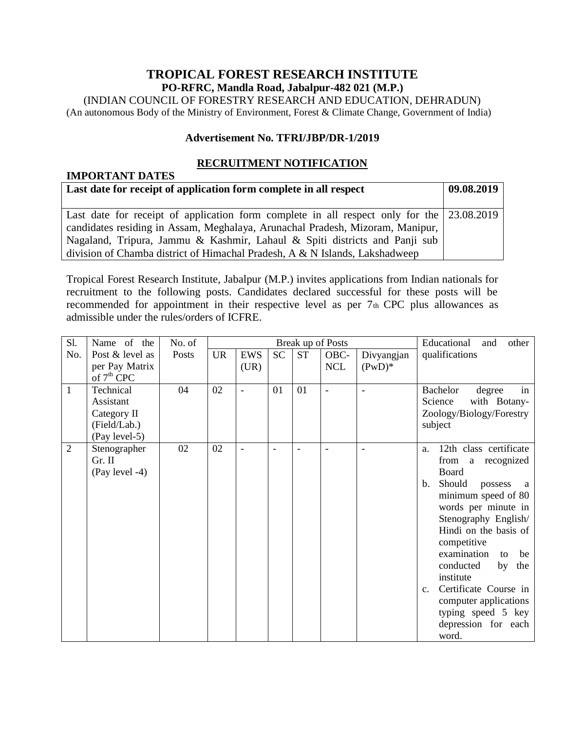# TROPICAL FOREST RESEARCH INSTITUTE

**PO-RFRC, Mandla Road, Jabalpur-482 021 (M.P.)**

(INDIAN COUNCIL OF FORESTRY RESEARCH AND EDUCATION, DEHRADUN)

(An autonomous Body of the Ministry of Environment, Forest & Climate Change, Government of India)

**Advertisement No. TFRI/JBP/DR-1/2019**

## RECRUITMENT NOTIFICATION

**IMPORTANT DATES**

| **Last date for receipt of application form complete in all respect** | **09.08.2019** |
|---|---|
| Last date for receipt of application form complete in all respect only for the candidates residing in Assam, Meghalaya, Arunachal Pradesh, Mizoram, Manipur, Nagaland, Tripura, Jammu & Kashmir, Lahaul & Spiti districts and Panji sub division of Chamba district of Himachal Pradesh, A & N Islands, Lakshadweep | 23.08.2019 |

Tropical Forest Research Institute, Jabalpur (M.P.) invites applications from Indian nationals for recruitment to the following posts. Candidates declared successful for these posts will be recommended for appointment in their respective level as per 7th CPC plus allowances as admissible under the rules/orders of ICFRE.

| Sl. No. | Name of the Post & level as per Pay Matrix of 7th CPC | No. of Posts | Break up of Posts | | | | | | Educational and other qualifications |
|---|---|---|---|---|---|---|---|---|---|
| | | | UR | EWS (UR) | SC | ST | OBC-NCL | Divyangjan (PwD)* | |
| 1 | Technical Assistant Category II (Field/Lab.) (Pay level-5) | 04 | 02 | - | 01 | 01 | - | - | Bachelor degree in Science with Botany-Zoology/Biology/Forestry subject |
| 2 | Stenographer Gr. II (Pay level -4) | 02 | 02 | - | - | - | - | - | a. 12th class certificate from a recognized Board<br>b. Should possess a minimum speed of 80 words per minute in Stenography English/ Hindi on the basis of competitive examination to be conducted by the institute<br>c. Certificate Course in computer applications typing speed 5 key depression for each word. |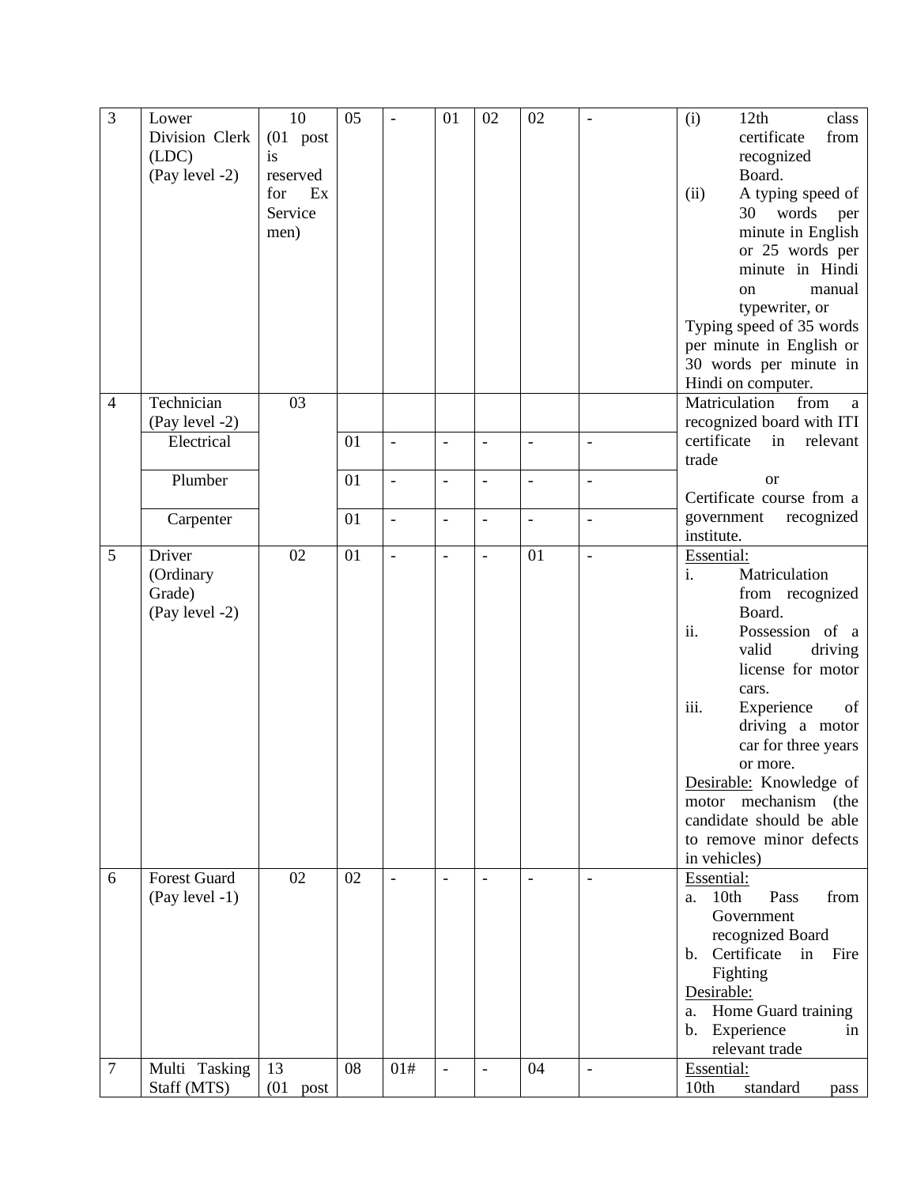| 3 | Lower Division Clerk (LDC) (Pay level -2) | 10 (01 post is reserved for Ex Service men) | 05 | - | 01 | 02 | 02 | - | (i) 12th class certificate from recognized Board.<br>(ii) A typing speed of 30 words per minute in English or 25 words per minute in Hindi on manual typewriter, or<br>Typing speed of 35 words per minute in English or 30 words per minute in Hindi on computer. |
|---|---|---|---|---|---|---|---|---|---|
| 4 | Technician (Pay level -2) | 03 | | | | | | | Matriculation from a recognized board with ITI certificate in relevant trade<br>or<br>Certificate course from a government recognized institute. |
| | Electrical | | 01 | - | - | - | - | - | |
| | Plumber | | 01 | - | - | - | - | - | |
| | Carpenter | | 01 | - | - | - | - | - | |
| 5 | Driver (Ordinary Grade) (Pay level -2) | 02 | 01 | - | - | - | 01 | - | <u>Essential:</u><br>i. Matriculation from recognized Board.<br>ii. Possession of a valid driving license for motor cars.<br>iii. Experience of driving a motor car for three years or more.<br><u>Desirable:</u> Knowledge of motor mechanism (the candidate should be able to remove minor defects in vehicles) |
| 6 | Forest Guard (Pay level -1) | 02 | 02 | - | - | - | - | - | <u>Essential:</u><br>a. 10th Pass from Government recognized Board<br>b. Certificate in Fire Fighting<br><u>Desirable:</u><br>a. Home Guard training<br>b. Experience in relevant trade |
| 7 | Multi Tasking Staff (MTS) | 13 (01 post | 08 | 01# | - | - | 04 | - | <u>Essential:</u><br>10th standard pass |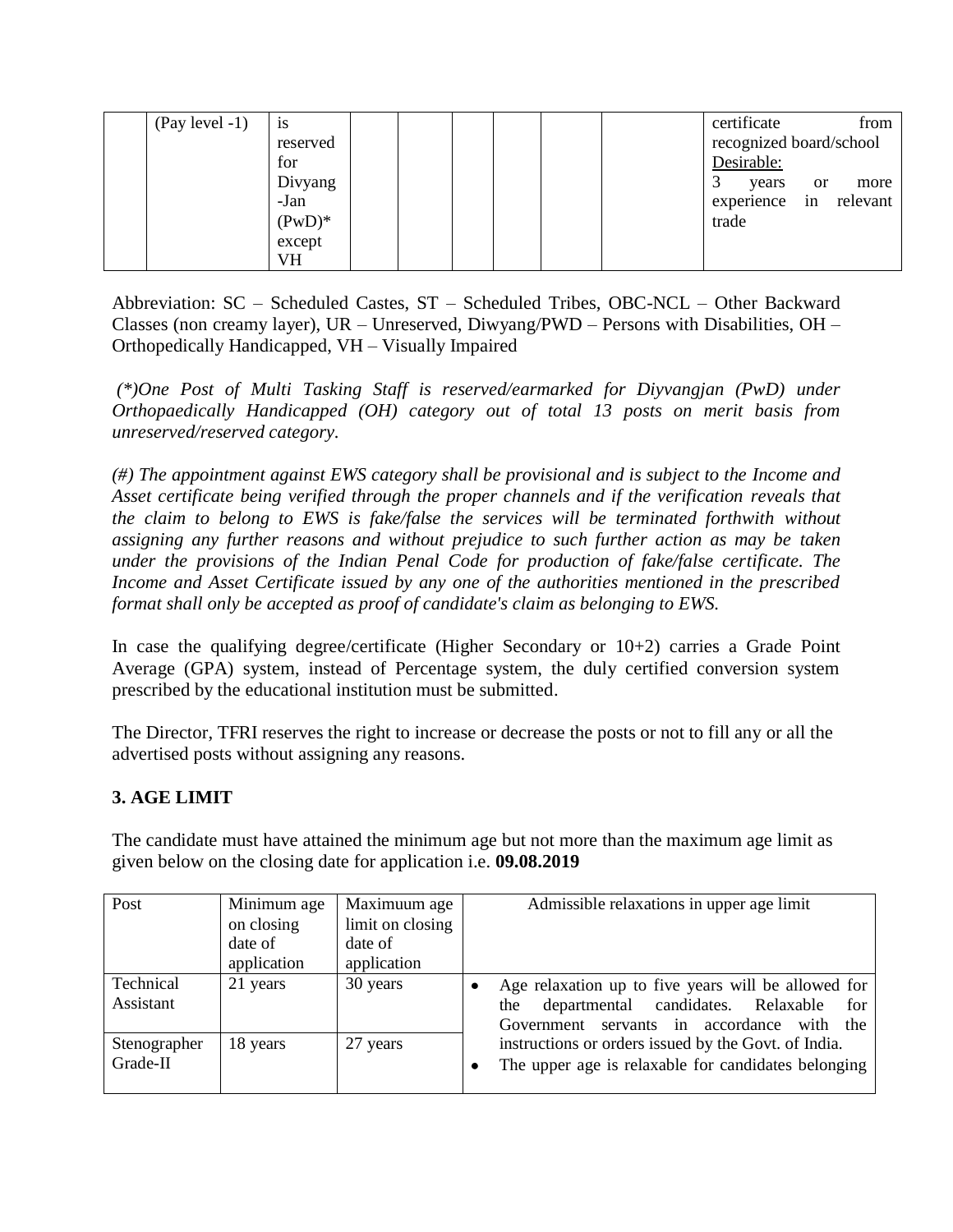|  | (Pay level -1) | is reserved for Divyang -Jan (PwD)* except VH |  |  |  |  |  |  | certificate from recognized board/school<br>Desirable:<br>3 years or more experience in relevant trade |
|---|---|---|---|---|---|---|---|---|---|

Abbreviation: SC – Scheduled Castes, ST – Scheduled Tribes, OBC-NCL – Other Backward Classes (non creamy layer), UR – Unreserved, Diwyang/PWD – Persons with Disabilities, OH – Orthopedically Handicapped, VH – Visually Impaired

*(*)One Post of Multi Tasking Staff is reserved/earmarked for Diyvangjan (PwD) under Orthopaedically Handicapped (OH) category out of total 13 posts on merit basis from unreserved/reserved category.*

*(#) The appointment against EWS category shall be provisional and is subject to the Income and Asset certificate being verified through the proper channels and if the verification reveals that the claim to belong to EWS is fake/false the services will be terminated forthwith without assigning any further reasons and without prejudice to such further action as may be taken under the provisions of the Indian Penal Code for production of fake/false certificate. The Income and Asset Certificate issued by any one of the authorities mentioned in the prescribed format shall only be accepted as proof of candidate's claim as belonging to EWS.*

In case the qualifying degree/certificate (Higher Secondary or 10+2) carries a Grade Point Average (GPA) system, instead of Percentage system, the duly certified conversion system prescribed by the educational institution must be submitted.

The Director, TFRI reserves the right to increase or decrease the posts or not to fill any or all the advertised posts without assigning any reasons.

### 3. AGE LIMIT

The candidate must have attained the minimum age but not more than the maximum age limit as given below on the closing date for application i.e. **09.08.2019**

| Post | Minimum age on closing date of application | Maximuum age limit on closing date of application | Admissible relaxations in upper age limit |
|---|---|---|---|
| Technical Assistant | 21 years | 30 years | • Age relaxation up to five years will be allowed for the departmental candidates. Relaxable for Government servants in accordance with the instructions or orders issued by the Govt. of India.<br>• The upper age is relaxable for candidates belonging |
| Stenographer Grade-II | 18 years | 27 years | |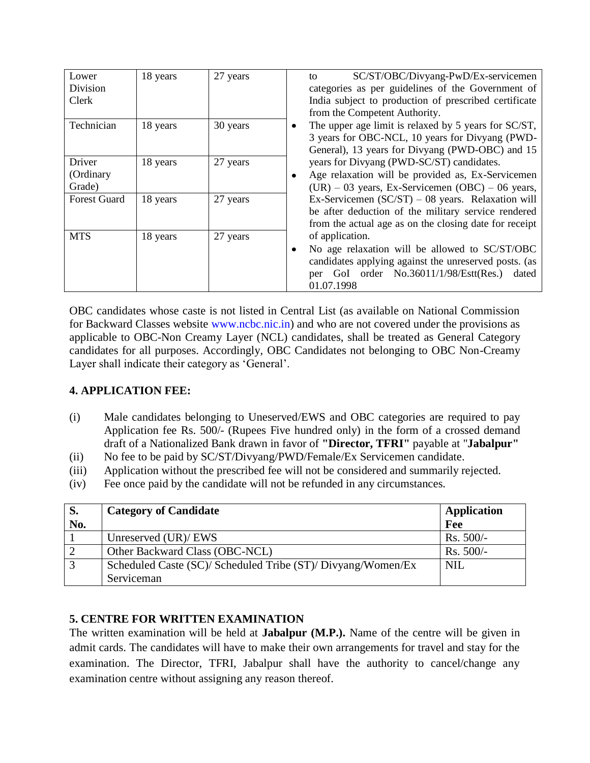| Lower Division Clerk | 18 years | 27 years | to SC/ST/OBC/Divyang-PwD/Ex-servicemen categories as per guidelines of the Government of India subject to production of prescribed certificate from the Competent Authority.<br>• The upper age limit is relaxed by 5 years for SC/ST, 3 years for OBC-NCL, 10 years for Divyang (PWD-General), 13 years for Divyang (PWD-OBC) and 15 years for Divyang (PWD-SC/ST) candidates.<br>• Age relaxation will be provided as, Ex-Servicemen (UR) – 03 years, Ex-Servicemen (OBC) – 06 years, Ex-Servicemen (SC/ST) – 08 years. Relaxation will be after deduction of the military service rendered from the actual age as on the closing date for receipt of application.<br>• No age relaxation will be allowed to SC/ST/OBC candidates applying against the unreserved posts. (as per GoI order No.36011/1/98/Estt(Res.) dated 01.07.1998 |
|---|---|---|---|
| Technician | 18 years | 30 years | |
| Driver (Ordinary Grade) | 18 years | 27 years | |
| Forest Guard | 18 years | 27 years | |
| MTS | 18 years | 27 years | |

OBC candidates whose caste is not listed in Central List (as available on National Commission for Backward Classes website www.ncbc.nic.in) and who are not covered under the provisions as applicable to OBC-Non Creamy Layer (NCL) candidates, shall be treated as General Category candidates for all purposes. Accordingly, OBC Candidates not belonging to OBC Non-Creamy Layer shall indicate their category as 'General'.

## 4. APPLICATION FEE:

(i) Male candidates belonging to Uneserved/EWS and OBC categories are required to pay Application fee Rs. 500/- (Rupees Five hundred only) in the form of a crossed demand draft of a Nationalized Bank drawn in favor of **"Director, TFRI"** payable at "**Jabalpur"**

(ii) No fee to be paid by SC/ST/Divyang/PWD/Female/Ex Servicemen candidate.

(iii) Application without the prescribed fee will not be considered and summarily rejected.

(iv) Fee once paid by the candidate will not be refunded in any circumstances.

| S. No. | Category of Candidate | Application Fee |
|---|---|---|
| 1 | Unreserved (UR)/ EWS | Rs. 500/- |
| 2 | Other Backward Class (OBC-NCL) | Rs. 500/- |
| 3 | Scheduled Caste (SC)/ Scheduled Tribe (ST)/ Divyang/Women/Ex Serviceman | NIL |

## 5. CENTRE FOR WRITTEN EXAMINATION

The written examination will be held at **Jabalpur (M.P.).** Name of the centre will be given in admit cards. The candidates will have to make their own arrangements for travel and stay for the examination. The Director, TFRI, Jabalpur shall have the authority to cancel/change any examination centre without assigning any reason thereof.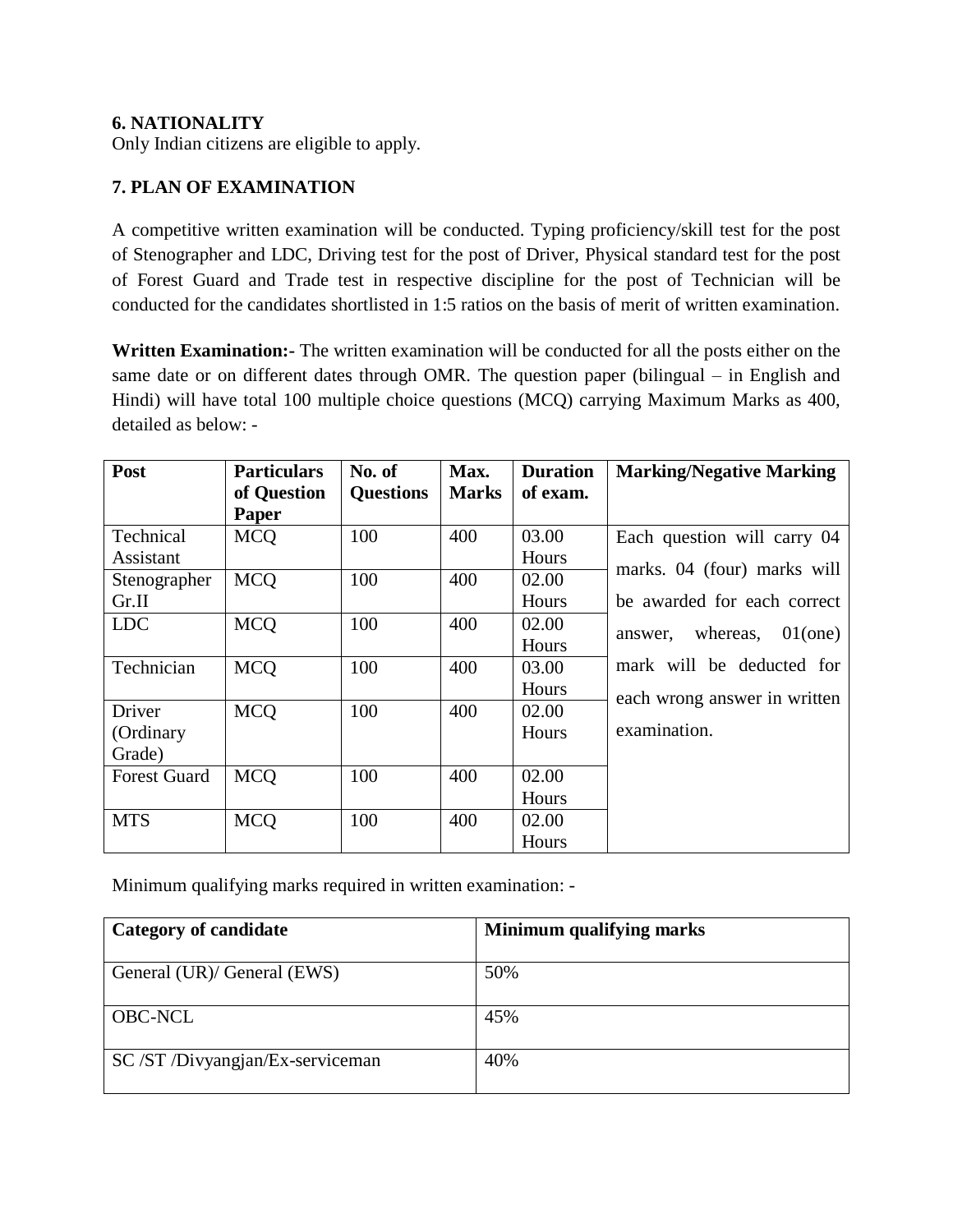**6. NATIONALITY**

Only Indian citizens are eligible to apply.

**7. PLAN OF EXAMINATION**

A competitive written examination will be conducted. Typing proficiency/skill test for the post of Stenographer and LDC, Driving test for the post of Driver, Physical standard test for the post of Forest Guard and Trade test in respective discipline for the post of Technician will be conducted for the candidates shortlisted in 1:5 ratios on the basis of merit of written examination.

**Written Examination:-** The written examination will be conducted for all the posts either on the same date or on different dates through OMR. The question paper (bilingual – in English and Hindi) will have total 100 multiple choice questions (MCQ) carrying Maximum Marks as 400, detailed as below: -

| Post | Particulars of Question Paper | No. of Questions | Max. Marks | Duration of exam. | Marking/Negative Marking |
|---|---|---|---|---|---|
| Technical Assistant | MCQ | 100 | 400 | 03.00 Hours | Each question will carry 04 marks. 04 (four) marks will be awarded for each correct answer, whereas, 01(one) mark will be deducted for each wrong answer in written examination. |
| Stenographer Gr.II | MCQ | 100 | 400 | 02.00 Hours | |
| LDC | MCQ | 100 | 400 | 02.00 Hours | |
| Technician | MCQ | 100 | 400 | 03.00 Hours | |
| Driver (Ordinary Grade) | MCQ | 100 | 400 | 02.00 Hours | |
| Forest Guard | MCQ | 100 | 400 | 02.00 Hours | |
| MTS | MCQ | 100 | 400 | 02.00 Hours | |

Minimum qualifying marks required in written examination: -

| Category of candidate | Minimum qualifying marks |
|---|---|
| General (UR)/ General (EWS) | 50% |
| OBC-NCL | 45% |
| SC /ST /Divyangjan/Ex-serviceman | 40% |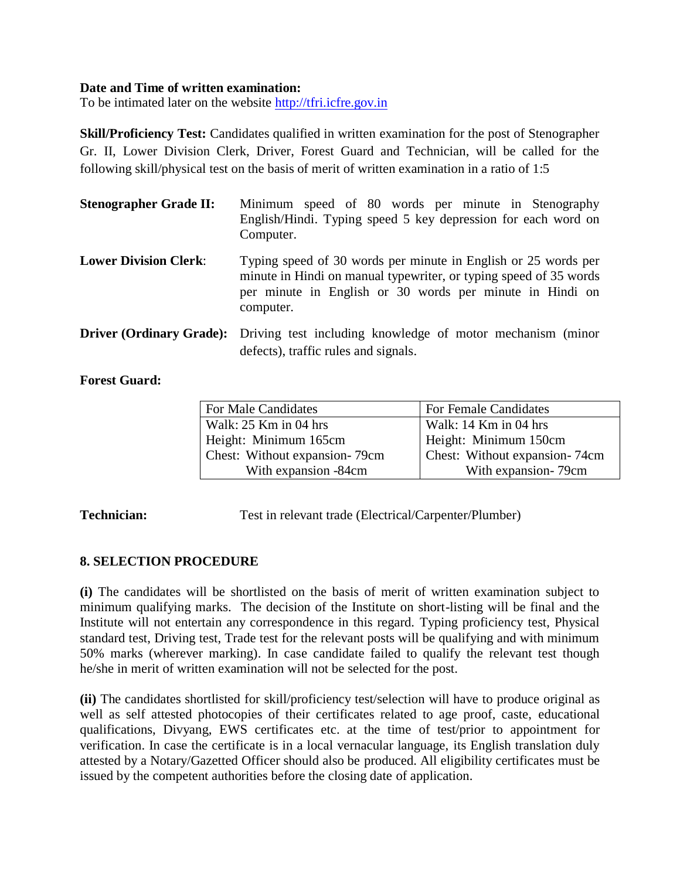**Date and Time of written examination:**
To be intimated later on the website http://tfri.icfre.gov.in

**Skill/Proficiency Test:** Candidates qualified in written examination for the post of Stenographer Gr. II, Lower Division Clerk, Driver, Forest Guard and Technician, will be called for the following skill/physical test on the basis of merit of written examination in a ratio of 1:5

**Stenographer Grade II:** Minimum speed of 80 words per minute in Stenography English/Hindi. Typing speed 5 key depression for each word on Computer.

**Lower Division Clerk**: Typing speed of 30 words per minute in English or 25 words per minute in Hindi on manual typewriter, or typing speed of 35 words per minute in English or 30 words per minute in Hindi on computer.

**Driver (Ordinary Grade):** Driving test including knowledge of motor mechanism (minor defects), traffic rules and signals.

**Forest Guard:**

| For Male Candidates | For Female Candidates |
|---|---|
| Walk: 25 Km in 04 hrs | Walk: 14 Km in 04 hrs |
| Height: Minimum 165cm | Height: Minimum 150cm |
| Chest: Without expansion- 79cm | Chest: Without expansion- 74cm |
| With expansion -84cm | With expansion- 79cm |

**Technician:** Test in relevant trade (Electrical/Carpenter/Plumber)

## 8. SELECTION PROCEDURE

**(i)** The candidates will be shortlisted on the basis of merit of written examination subject to minimum qualifying marks. The decision of the Institute on short-listing will be final and the Institute will not entertain any correspondence in this regard. Typing proficiency test, Physical standard test, Driving test, Trade test for the relevant posts will be qualifying and with minimum 50% marks (wherever marking). In case candidate failed to qualify the relevant test though he/she in merit of written examination will not be selected for the post.

**(ii)** The candidates shortlisted for skill/proficiency test/selection will have to produce original as well as self attested photocopies of their certificates related to age proof, caste, educational qualifications, Divyang, EWS certificates etc. at the time of test/prior to appointment for verification. In case the certificate is in a local vernacular language, its English translation duly attested by a Notary/Gazetted Officer should also be produced. All eligibility certificates must be issued by the competent authorities before the closing date of application.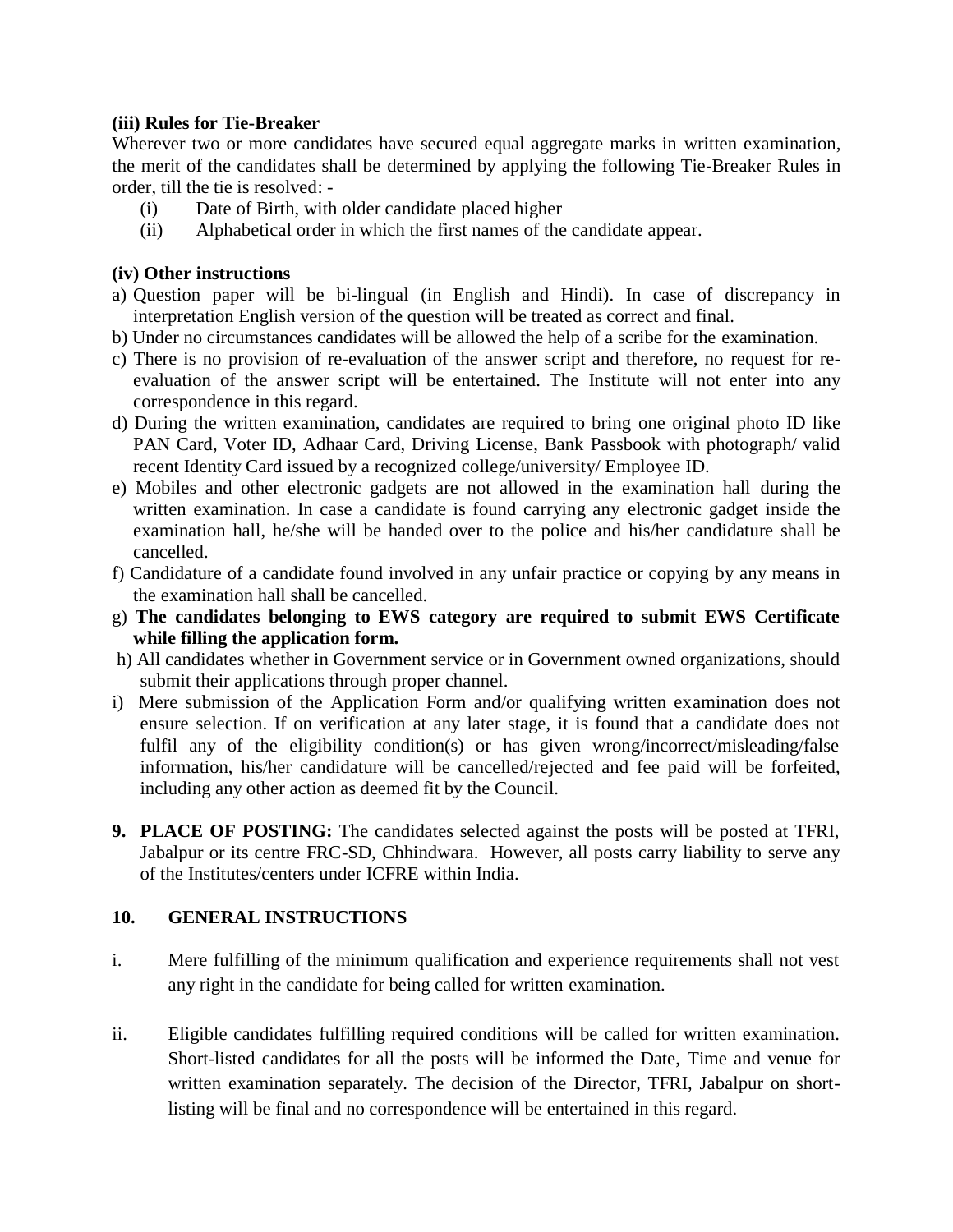**(iii) Rules for Tie-Breaker**

Wherever two or more candidates have secured equal aggregate marks in written examination, the merit of the candidates shall be determined by applying the following Tie-Breaker Rules in order, till the tie is resolved: -

(i) Date of Birth, with older candidate placed higher

(ii) Alphabetical order in which the first names of the candidate appear.

**(iv) Other instructions**

a) Question paper will be bi-lingual (in English and Hindi). In case of discrepancy in interpretation English version of the question will be treated as correct and final.

b) Under no circumstances candidates will be allowed the help of a scribe for the examination.

c) There is no provision of re-evaluation of the answer script and therefore, no request for re-evaluation of the answer script will be entertained. The Institute will not enter into any correspondence in this regard.

d) During the written examination, candidates are required to bring one original photo ID like PAN Card, Voter ID, Adhaar Card, Driving License, Bank Passbook with photograph/ valid recent Identity Card issued by a recognized college/university/ Employee ID.

e) Mobiles and other electronic gadgets are not allowed in the examination hall during the written examination. In case a candidate is found carrying any electronic gadget inside the examination hall, he/she will be handed over to the police and his/her candidature shall be cancelled.

f) Candidature of a candidate found involved in any unfair practice or copying by any means in the examination hall shall be cancelled.

g) **The candidates belonging to EWS category are required to submit EWS Certificate while filling the application form.**

h) All candidates whether in Government service or in Government owned organizations, should submit their applications through proper channel.

i) Mere submission of the Application Form and/or qualifying written examination does not ensure selection. If on verification at any later stage, it is found that a candidate does not fulfil any of the eligibility condition(s) or has given wrong/incorrect/misleading/false information, his/her candidature will be cancelled/rejected and fee paid will be forfeited, including any other action as deemed fit by the Council.

**9. PLACE OF POSTING:** The candidates selected against the posts will be posted at TFRI, Jabalpur or its centre FRC-SD, Chhindwara. However, all posts carry liability to serve any of the Institutes/centers under ICFRE within India.

**10. GENERAL INSTRUCTIONS**

i. Mere fulfilling of the minimum qualification and experience requirements shall not vest any right in the candidate for being called for written examination.

ii. Eligible candidates fulfilling required conditions will be called for written examination. Short-listed candidates for all the posts will be informed the Date, Time and venue for written examination separately. The decision of the Director, TFRI, Jabalpur on short-listing will be final and no correspondence will be entertained in this regard.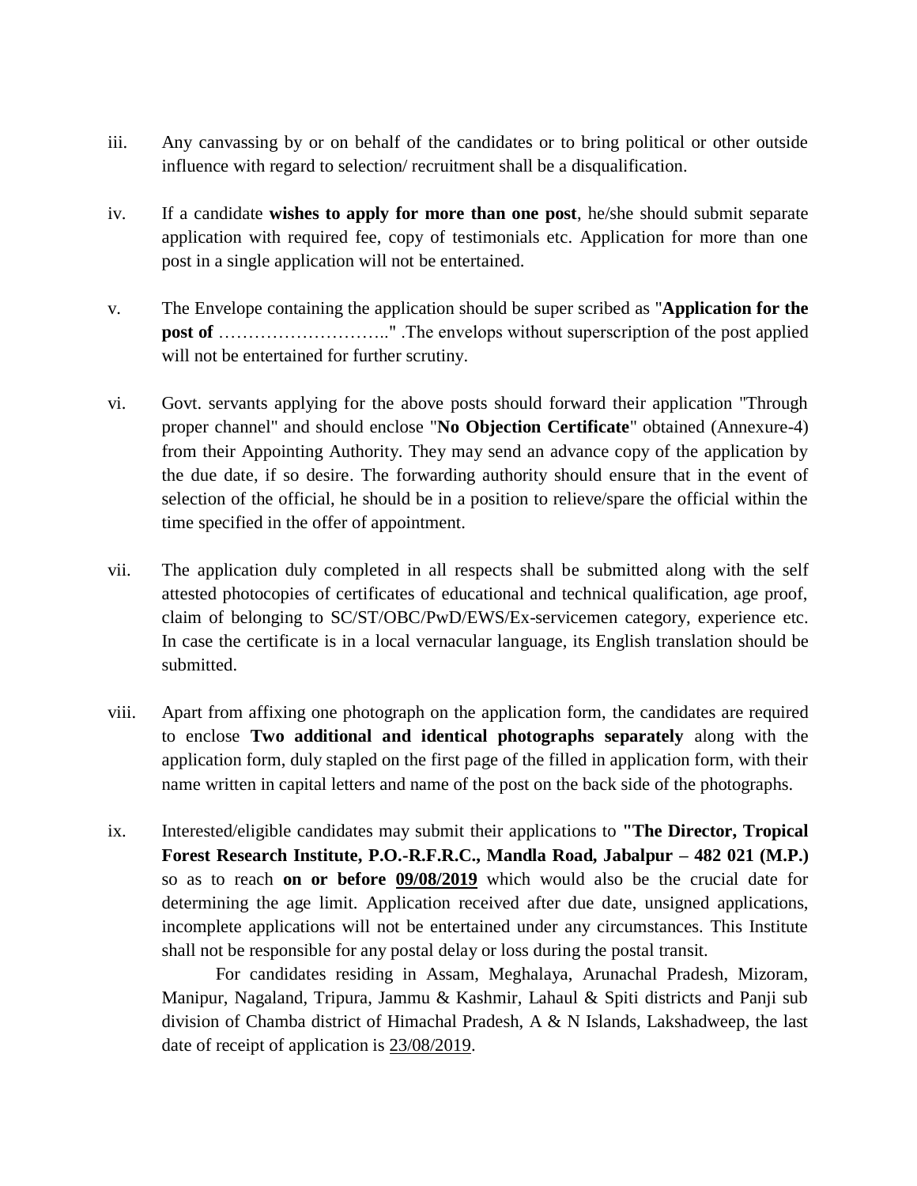iii. Any canvassing by or on behalf of the candidates or to bring political or other outside influence with regard to selection/ recruitment shall be a disqualification.

iv. If a candidate **wishes to apply for more than one post**, he/she should submit separate application with required fee, copy of testimonials etc. Application for more than one post in a single application will not be entertained.

v. The Envelope containing the application should be super scribed as "**Application for the post of** ………………………." .The envelops without superscription of the post applied will not be entertained for further scrutiny.

vi. Govt. servants applying for the above posts should forward their application "Through proper channel" and should enclose "**No Objection Certificate**" obtained (Annexure-4) from their Appointing Authority. They may send an advance copy of the application by the due date, if so desire. The forwarding authority should ensure that in the event of selection of the official, he should be in a position to relieve/spare the official within the time specified in the offer of appointment.

vii. The application duly completed in all respects shall be submitted along with the self attested photocopies of certificates of educational and technical qualification, age proof, claim of belonging to SC/ST/OBC/PwD/EWS/Ex-servicemen category, experience etc. In case the certificate is in a local vernacular language, its English translation should be submitted.

viii. Apart from affixing one photograph on the application form, the candidates are required to enclose **Two additional and identical photographs separately** along with the application form, duly stapled on the first page of the filled in application form, with their name written in capital letters and name of the post on the back side of the photographs.

ix. Interested/eligible candidates may submit their applications to **"The Director, Tropical Forest Research Institute, P.O.-R.F.R.C., Mandla Road, Jabalpur – 482 021 (M.P.)** so as to reach **on or before 09/08/2019** which would also be the crucial date for determining the age limit. Application received after due date, unsigned applications, incomplete applications will not be entertained under any circumstances. This Institute shall not be responsible for any postal delay or loss during the postal transit.

For candidates residing in Assam, Meghalaya, Arunachal Pradesh, Mizoram, Manipur, Nagaland, Tripura, Jammu & Kashmir, Lahaul & Spiti districts and Panji sub division of Chamba district of Himachal Pradesh, A & N Islands, Lakshadweep, the last date of receipt of application is 23/08/2019.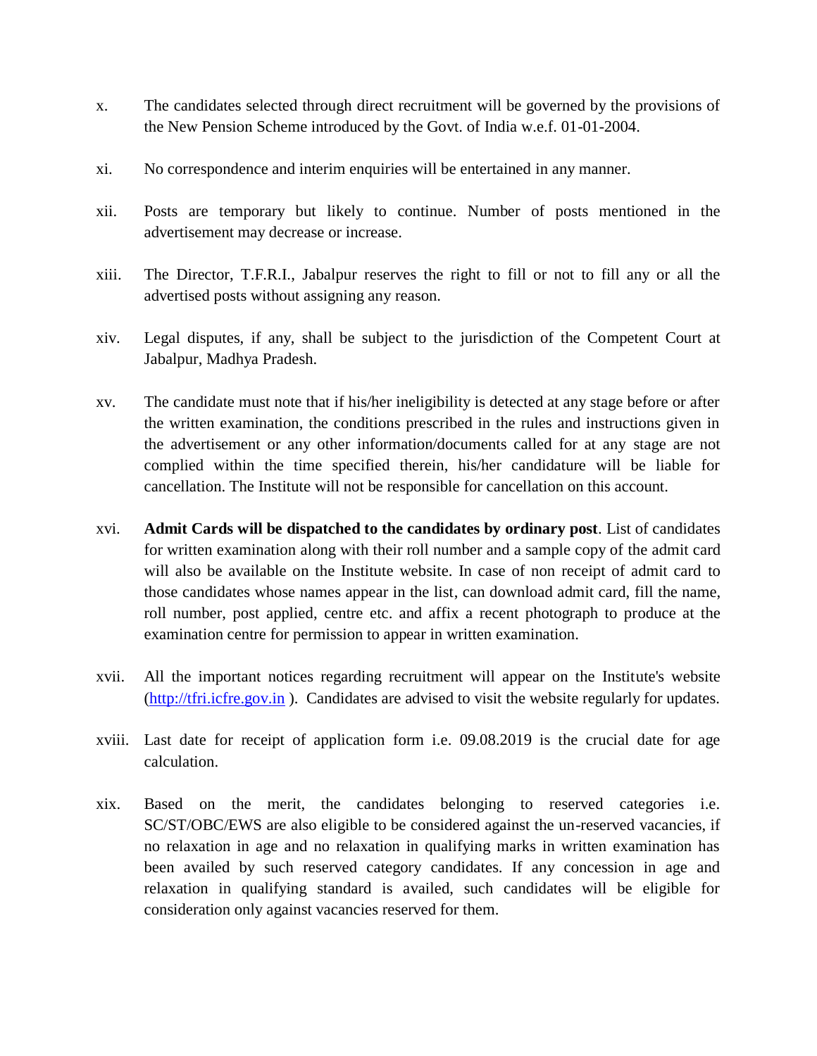x. The candidates selected through direct recruitment will be governed by the provisions of the New Pension Scheme introduced by the Govt. of India w.e.f. 01-01-2004.

xi. No correspondence and interim enquiries will be entertained in any manner.

xii. Posts are temporary but likely to continue. Number of posts mentioned in the advertisement may decrease or increase.

xiii. The Director, T.F.R.I., Jabalpur reserves the right to fill or not to fill any or all the advertised posts without assigning any reason.

xiv. Legal disputes, if any, shall be subject to the jurisdiction of the Competent Court at Jabalpur, Madhya Pradesh.

xv. The candidate must note that if his/her ineligibility is detected at any stage before or after the written examination, the conditions prescribed in the rules and instructions given in the advertisement or any other information/documents called for at any stage are not complied within the time specified therein, his/her candidature will be liable for cancellation. The Institute will not be responsible for cancellation on this account.

xvi. **Admit Cards will be dispatched to the candidates by ordinary post**. List of candidates for written examination along with their roll number and a sample copy of the admit card will also be available on the Institute website. In case of non receipt of admit card to those candidates whose names appear in the list, can download admit card, fill the name, roll number, post applied, centre etc. and affix a recent photograph to produce at the examination centre for permission to appear in written examination.

xvii. All the important notices regarding recruitment will appear on the Institute's website ([http://tfri.icfre.gov.in](http://tfri.icfre.gov.in) ). Candidates are advised to visit the website regularly for updates.

xviii. Last date for receipt of application form i.e. 09.08.2019 is the crucial date for age calculation.

xix. Based on the merit, the candidates belonging to reserved categories i.e. SC/ST/OBC/EWS are also eligible to be considered against the un-reserved vacancies, if no relaxation in age and no relaxation in qualifying marks in written examination has been availed by such reserved category candidates. If any concession in age and relaxation in qualifying standard is availed, such candidates will be eligible for consideration only against vacancies reserved for them.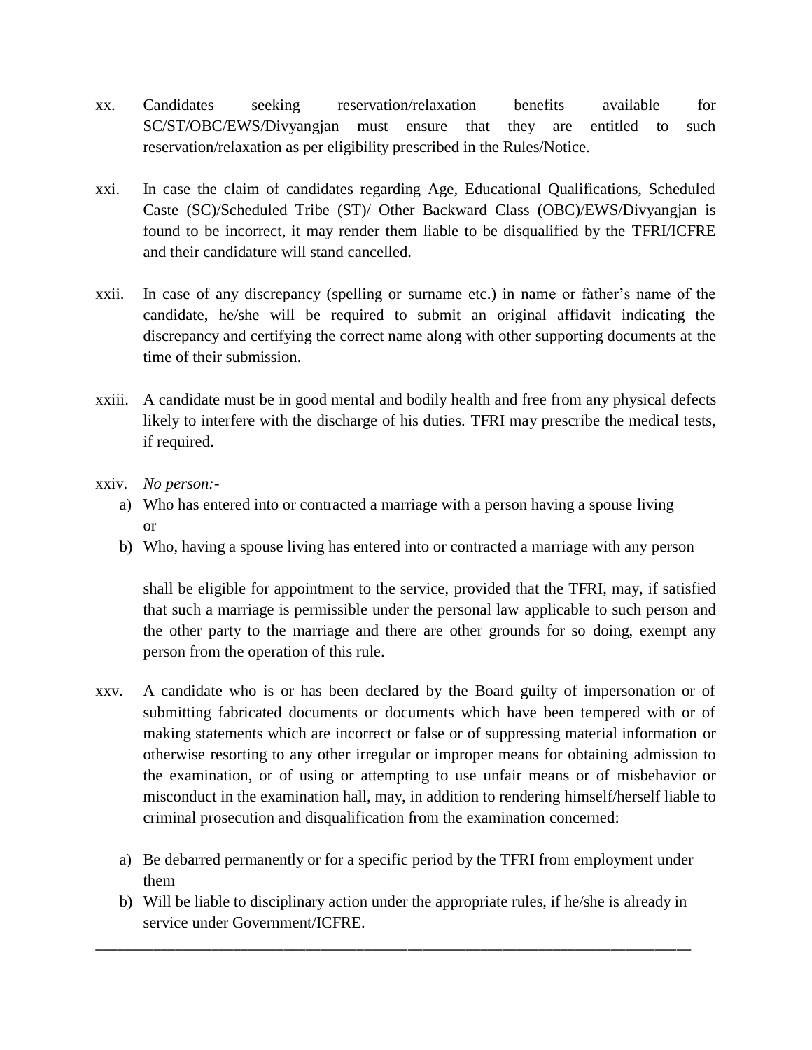xx. Candidates seeking reservation/relaxation benefits available for SC/ST/OBC/EWS/Divyangjan must ensure that they are entitled to such reservation/relaxation as per eligibility prescribed in the Rules/Notice.

xxi. In case the claim of candidates regarding Age, Educational Qualifications, Scheduled Caste (SC)/Scheduled Tribe (ST)/ Other Backward Class (OBC)/EWS/Divyangjan is found to be incorrect, it may render them liable to be disqualified by the TFRI/ICFRE and their candidature will stand cancelled.

xxii. In case of any discrepancy (spelling or surname etc.) in name or father's name of the candidate, he/she will be required to submit an original affidavit indicating the discrepancy and certifying the correct name along with other supporting documents at the time of their submission.

xxiii. A candidate must be in good mental and bodily health and free from any physical defects likely to interfere with the discharge of his duties. TFRI may prescribe the medical tests, if required.

xxiv. *No person:-*

a) Who has entered into or contracted a marriage with a person having a spouse living or
b) Who, having a spouse living has entered into or contracted a marriage with any person

shall be eligible for appointment to the service, provided that the TFRI, may, if satisfied that such a marriage is permissible under the personal law applicable to such person and the other party to the marriage and there are other grounds for so doing, exempt any person from the operation of this rule.

xxv. A candidate who is or has been declared by the Board guilty of impersonation or of submitting fabricated documents or documents which have been tempered with or of making statements which are incorrect or false or of suppressing material information or otherwise resorting to any other irregular or improper means for obtaining admission to the examination, or of using or attempting to use unfair means or of misbehavior or misconduct in the examination hall, may, in addition to rendering himself/herself liable to criminal prosecution and disqualification from the examination concerned:

a) Be debarred permanently or for a specific period by the TFRI from employment under them
b) Will be liable to disciplinary action under the appropriate rules, if he/she is already in service under Government/ICFRE.

---